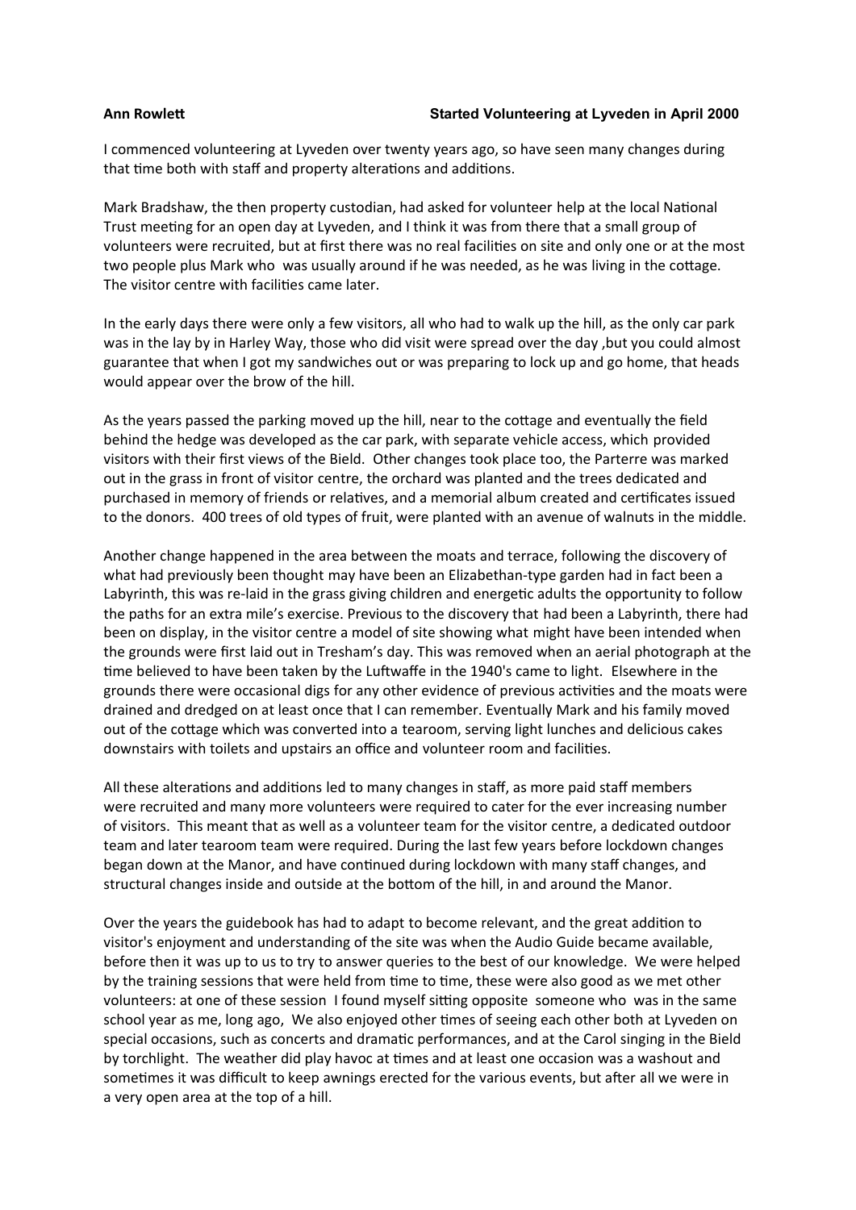**Ann Rowlett** **Started Volunteering at Lyveden in April 2000**

I commenced volunteering at Lyveden over twenty years ago, so have seen many changes during that time both with staff and property alterations and additions.

Mark Bradshaw, the then property custodian, had asked for volunteer help at the local National Trust meeting for an open day at Lyveden, and I think it was from there that a small group of volunteers were recruited, but at first there was no real facilities on site and only one or at the most two people plus Mark who was usually around if he was needed, as he was living in the cottage. The visitor centre with facilities came later.

In the early days there were only a few visitors, all who had to walk up the hill, as the only car park was in the lay by in Harley Way, those who did visit were spread over the day ,but you could almost guarantee that when I got my sandwiches out or was preparing to lock up and go home, that heads would appear over the brow of the hill.

As the years passed the parking moved up the hill, near to the cottage and eventually the field behind the hedge was developed as the car park, with separate vehicle access, which provided visitors with their first views of the Bield. Other changes took place too, the Parterre was marked out in the grass in front of visitor centre, the orchard was planted and the trees dedicated and purchased in memory of friends or relatives, and a memorial album created and certificates issued to the donors. 400 trees of old types of fruit, were planted with an avenue of walnuts in the middle.

Another change happened in the area between the moats and terrace, following the discovery of what had previously been thought may have been an Elizabethan-type garden had in fact been a Labyrinth, this was re-laid in the grass giving children and energetic adults the opportunity to follow the paths for an extra mile's exercise. Previous to the discovery that had been a Labyrinth, there had been on display, in the visitor centre a model of site showing what might have been intended when the grounds were first laid out in Tresham's day. This was removed when an aerial photograph at the time believed to have been taken by the Luftwaffe in the 1940's came to light. Elsewhere in the grounds there were occasional digs for any other evidence of previous activities and the moats were drained and dredged on at least once that I can remember. Eventually Mark and his family moved out of the cottage which was converted into a tearoom, serving light lunches and delicious cakes downstairs with toilets and upstairs an office and volunteer room and facilities.

All these alterations and additions led to many changes in staff, as more paid staff members were recruited and many more volunteers were required to cater for the ever increasing number of visitors. This meant that as well as a volunteer team for the visitor centre, a dedicated outdoor team and later tearoom team were required. During the last few years before lockdown changes began down at the Manor, and have continued during lockdown with many staff changes, and structural changes inside and outside at the bottom of the hill, in and around the Manor.

Over the years the guidebook has had to adapt to become relevant, and the great addition to visitor's enjoyment and understanding of the site was when the Audio Guide became available, before then it was up to us to try to answer queries to the best of our knowledge. We were helped by the training sessions that were held from time to time, these were also good as we met other volunteers: at one of these session I found myself sitting opposite someone who was in the same school year as me, long ago, We also enjoyed other times of seeing each other both at Lyveden on special occasions, such as concerts and dramatic performances, and at the Carol singing in the Bield by torchlight. The weather did play havoc at times and at least one occasion was a washout and sometimes it was difficult to keep awnings erected for the various events, but after all we were in a very open area at the top of a hill.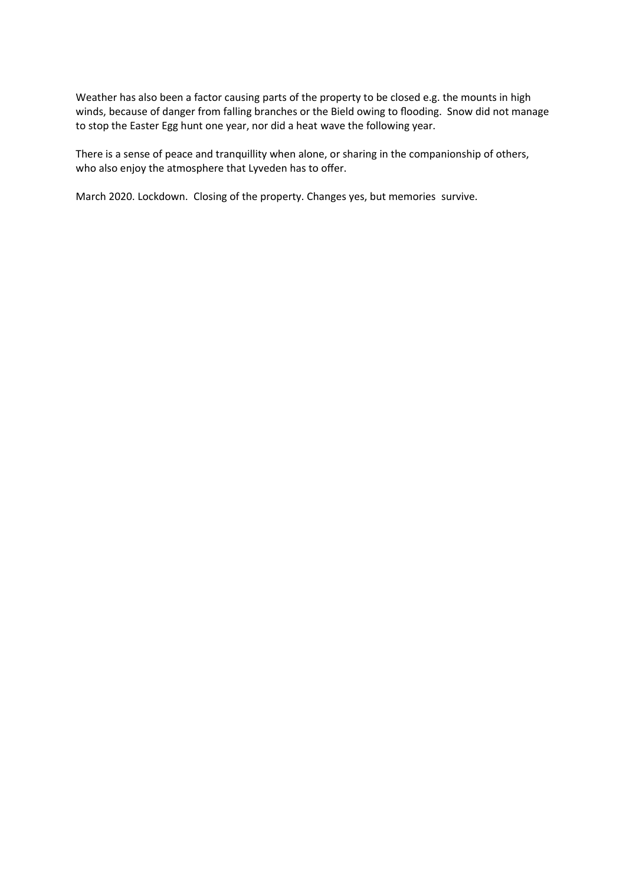Weather has also been a factor causing parts of the property to be closed e.g. the mounts in high winds, because of danger from falling branches or the Bield owing to flooding. Snow did not manage to stop the Easter Egg hunt one year, nor did a heat wave the following year.

There is a sense of peace and tranquillity when alone, or sharing in the companionship of others, who also enjoy the atmosphere that Lyveden has to offer.

March 2020. Lockdown. Closing of the property. Changes yes, but memories survive.